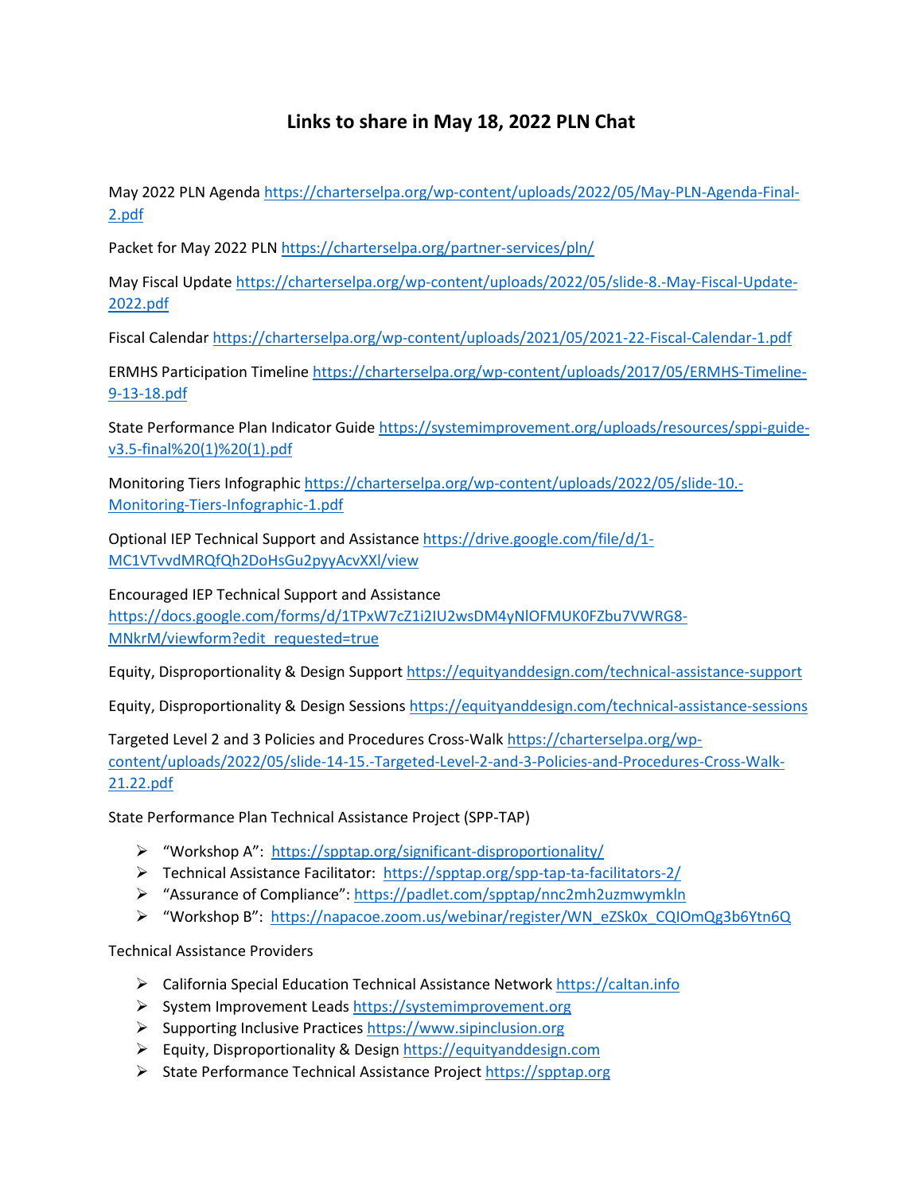# Links to share in May 18, 2022 PLN Chat

May 2022 PLN Agenda https://charterselpa.org/wp-content/uploads/2022/05/May-PLN-Agenda-Final-2.pdf

Packet for May 2022 PLN https://charterselpa.org/partner-services/pln/

May Fiscal Update https://charterselpa.org/wp-content/uploads/2022/05/slide-8.-May-Fiscal-Update-2022.pdf

Fiscal Calendar https://charterselpa.org/wp-content/uploads/2021/05/2021-22-Fiscal-Calendar-1.pdf

ERMHS Participation Timeline https://charterselpa.org/wp-content/uploads/2017/05/ERMHS-Timeline-9-13-18.pdf

State Performance Plan Indicator Guide https://systemimprovement.org/uploads/resources/sppi-guide-v3.5-final%20(1)%20(1).pdf

Monitoring Tiers Infographic https://charterselpa.org/wp-content/uploads/2022/05/slide-10.-Monitoring-Tiers-Infographic-1.pdf

Optional IEP Technical Support and Assistance https://drive.google.com/file/d/1-MC1VTvvdMRQfQh2DoHsGu2pyyAcvXXl/view

Encouraged IEP Technical Support and Assistance https://docs.google.com/forms/d/1TPxW7cZ1i2IU2wsDM4yNlOFMUK0FZbu7VWRG8-MNkrM/viewform?edit_requested=true

Equity, Disproportionality & Design Support https://equityanddesign.com/technical-assistance-support

Equity, Disproportionality & Design Sessions https://equityanddesign.com/technical-assistance-sessions

Targeted Level 2 and 3 Policies and Procedures Cross-Walk https://charterselpa.org/wp-content/uploads/2022/05/slide-14-15.-Targeted-Level-2-and-3-Policies-and-Procedures-Cross-Walk-21.22.pdf

State Performance Plan Technical Assistance Project (SPP-TAP)

- "Workshop A": https://spptap.org/significant-disproportionality/
- Technical Assistance Facilitator: https://spptap.org/spp-tap-ta-facilitators-2/
- "Assurance of Compliance": https://padlet.com/spptap/nnc2mh2uzmwymkln
- "Workshop B": https://napacoe.zoom.us/webinar/register/WN_eZSk0x_CQIOmQg3b6Ytn6Q

Technical Assistance Providers

- California Special Education Technical Assistance Network https://caltan.info
- System Improvement Leads https://systemimprovement.org
- Supporting Inclusive Practices https://www.sipinclusion.org
- Equity, Disproportionality & Design https://equityanddesign.com
- State Performance Technical Assistance Project https://spptap.org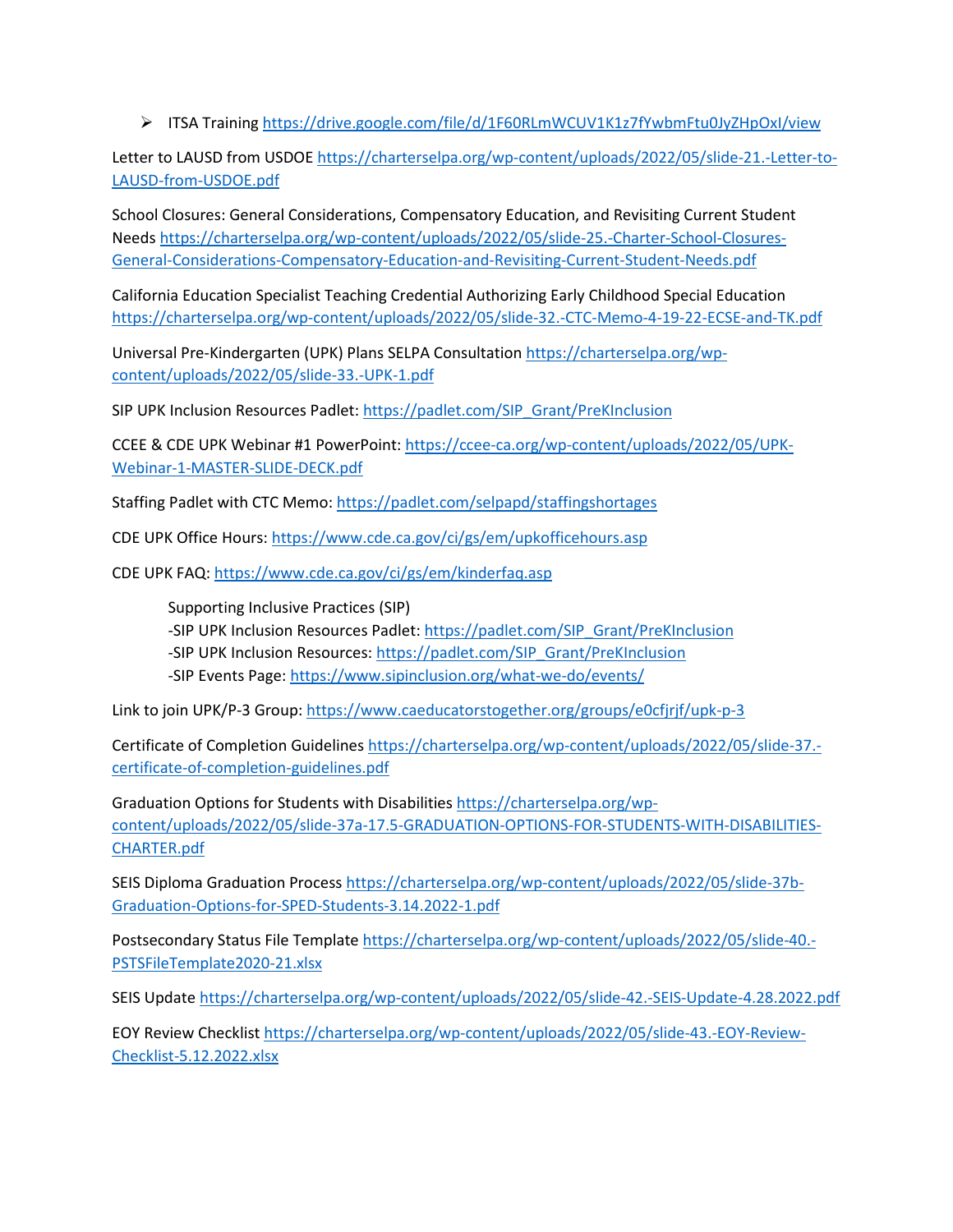- ITSA Training https://drive.google.com/file/d/1F60RLmWCUV1K1z7fYwbmFtu0JyZHpOxI/view

Letter to LAUSD from USDOE https://charterselpa.org/wp-content/uploads/2022/05/slide-21.-Letter-to-LAUSD-from-USDOE.pdf

School Closures: General Considerations, Compensatory Education, and Revisiting Current Student Needs https://charterselpa.org/wp-content/uploads/2022/05/slide-25.-Charter-School-Closures-General-Considerations-Compensatory-Education-and-Revisiting-Current-Student-Needs.pdf

California Education Specialist Teaching Credential Authorizing Early Childhood Special Education https://charterselpa.org/wp-content/uploads/2022/05/slide-32.-CTC-Memo-4-19-22-ECSE-and-TK.pdf

Universal Pre-Kindergarten (UPK) Plans SELPA Consultation https://charterselpa.org/wp-content/uploads/2022/05/slide-33.-UPK-1.pdf

SIP UPK Inclusion Resources Padlet: https://padlet.com/SIP_Grant/PreKInclusion

CCEE & CDE UPK Webinar #1 PowerPoint: https://ccee-ca.org/wp-content/uploads/2022/05/UPK-Webinar-1-MASTER-SLIDE-DECK.pdf

Staffing Padlet with CTC Memo: https://padlet.com/selpapd/staffingshortages

CDE UPK Office Hours: https://www.cde.ca.gov/ci/gs/em/upkofficehours.asp

CDE UPK FAQ: https://www.cde.ca.gov/ci/gs/em/kinderfaq.asp

> Supporting Inclusive Practices (SIP)
> -SIP UPK Inclusion Resources Padlet: https://padlet.com/SIP_Grant/PreKInclusion
> -SIP UPK Inclusion Resources: https://padlet.com/SIP_Grant/PreKInclusion
> -SIP Events Page: https://www.sipinclusion.org/what-we-do/events/

Link to join UPK/P-3 Group: https://www.caeducatorstogether.org/groups/e0cfjrjf/upk-p-3

Certificate of Completion Guidelines https://charterselpa.org/wp-content/uploads/2022/05/slide-37.-certificate-of-completion-guidelines.pdf

Graduation Options for Students with Disabilities https://charterselpa.org/wp-content/uploads/2022/05/slide-37a-17.5-GRADUATION-OPTIONS-FOR-STUDENTS-WITH-DISABILITIES-CHARTER.pdf

SEIS Diploma Graduation Process https://charterselpa.org/wp-content/uploads/2022/05/slide-37b-Graduation-Options-for-SPED-Students-3.14.2022-1.pdf

Postsecondary Status File Template https://charterselpa.org/wp-content/uploads/2022/05/slide-40.-PSTSFileTemplate2020-21.xlsx

SEIS Update https://charterselpa.org/wp-content/uploads/2022/05/slide-42.-SEIS-Update-4.28.2022.pdf

EOY Review Checklist https://charterselpa.org/wp-content/uploads/2022/05/slide-43.-EOY-Review-Checklist-5.12.2022.xlsx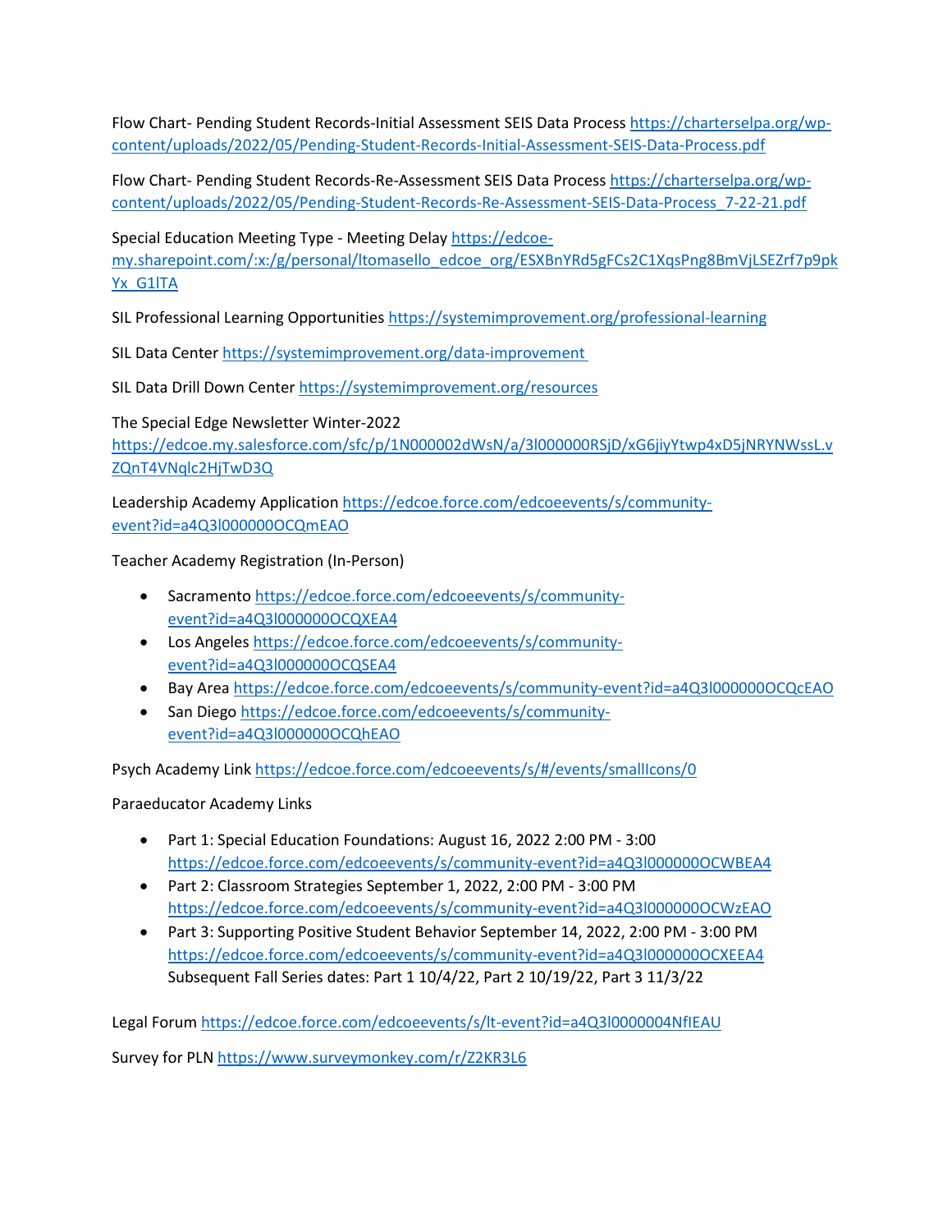Flow Chart- Pending Student Records-Initial Assessment SEIS Data Process https://charterselpa.org/wp-content/uploads/2022/05/Pending-Student-Records-Initial-Assessment-SEIS-Data-Process.pdf

Flow Chart- Pending Student Records-Re-Assessment SEIS Data Process https://charterselpa.org/wp-content/uploads/2022/05/Pending-Student-Records-Re-Assessment-SEIS-Data-Process_7-22-21.pdf

Special Education Meeting Type - Meeting Delay https://edcoe-my.sharepoint.com/:x:/g/personal/ltomasello_edcoe_org/ESXBnYRd5gFCs2C1XqsPng8BmVjLSEZrf7p9pkYx_G1lTA

SIL Professional Learning Opportunities https://systemimprovement.org/professional-learning

SIL Data Center https://systemimprovement.org/data-improvement

SIL Data Drill Down Center https://systemimprovement.org/resources

The Special Edge Newsletter Winter-2022 https://edcoe.my.salesforce.com/sfc/p/1N000002dWsN/a/3l000000RSjD/xG6jiyYtwp4xD5jNRYNWssL.vZQnT4VNqlc2HjTwD3Q

Leadership Academy Application https://edcoe.force.com/edcoeevents/s/community-event?id=a4Q3l000000OCQmEAO

Teacher Academy Registration (In-Person)

- Sacramento https://edcoe.force.com/edcoeevents/s/community-event?id=a4Q3l000000OCQXEA4
- Los Angeles https://edcoe.force.com/edcoeevents/s/community-event?id=a4Q3l000000OCQSEA4
- Bay Area https://edcoe.force.com/edcoeevents/s/community-event?id=a4Q3l000000OCQcEAO
- San Diego https://edcoe.force.com/edcoeevents/s/community-event?id=a4Q3l000000OCQhEAO

Psych Academy Link https://edcoe.force.com/edcoeevents/s/#/events/smallIcons/0

Paraeducator Academy Links

- Part 1: Special Education Foundations: August 16, 2022 2:00 PM - 3:00 https://edcoe.force.com/edcoeevents/s/community-event?id=a4Q3l000000OCWBEA4
- Part 2: Classroom Strategies September 1, 2022, 2:00 PM - 3:00 PM https://edcoe.force.com/edcoeevents/s/community-event?id=a4Q3l000000OCWzEAO
- Part 3: Supporting Positive Student Behavior September 14, 2022, 2:00 PM - 3:00 PM https://edcoe.force.com/edcoeevents/s/community-event?id=a4Q3l000000OCXEEA4
  Subsequent Fall Series dates: Part 1 10/4/22, Part 2 10/19/22, Part 3 11/3/22

Legal Forum https://edcoe.force.com/edcoeevents/s/lt-event?id=a4Q3l0000004NfIEAU

Survey for PLN https://www.surveymonkey.com/r/Z2KR3L6